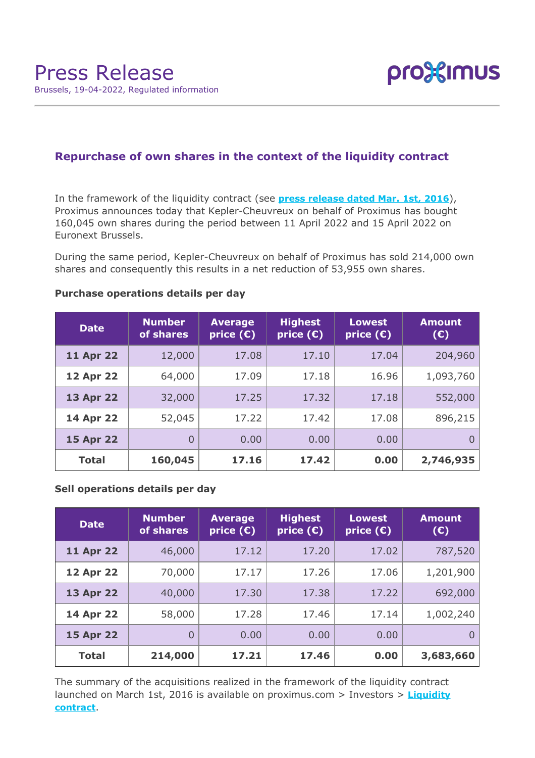# Press Release

Brussels, 19-04-2022, Regulated information

proximus

## Repurchase of own shares in the context of the liquidity contract

In the framework of the liquidity contract (see **press release dated Mar. 1st, 2016**), Proximus announces today that Kepler-Cheuvreux on behalf of Proximus has bought 160,045 own shares during the period between 11 April 2022 and 15 April 2022 on Euronext Brussels.

During the same period, Kepler-Cheuvreux on behalf of Proximus has sold 214,000 own shares and consequently this results in a net reduction of 53,955 own shares.

### Purchase operations details per day

| Date | Number of shares | Average price (€) | Highest price (€) | Lowest price (€) | Amount (€) |
|---|---|---|---|---|---|
| **11 Apr 22** | 12,000 | 17.08 | 17.10 | 17.04 | 204,960 |
| **12 Apr 22** | 64,000 | 17.09 | 17.18 | 16.96 | 1,093,760 |
| **13 Apr 22** | 32,000 | 17.25 | 17.32 | 17.18 | 552,000 |
| **14 Apr 22** | 52,045 | 17.22 | 17.42 | 17.08 | 896,215 |
| **15 Apr 22** | 0 | 0.00 | 0.00 | 0.00 | 0 |
| **Total** | **160,045** | **17.16** | **17.42** | **0.00** | **2,746,935** |

### Sell operations details per day

| Date | Number of shares | Average price (€) | Highest price (€) | Lowest price (€) | Amount (€) |
|---|---|---|---|---|---|
| **11 Apr 22** | 46,000 | 17.12 | 17.20 | 17.02 | 787,520 |
| **12 Apr 22** | 70,000 | 17.17 | 17.26 | 17.06 | 1,201,900 |
| **13 Apr 22** | 40,000 | 17.30 | 17.38 | 17.22 | 692,000 |
| **14 Apr 22** | 58,000 | 17.28 | 17.46 | 17.14 | 1,002,240 |
| **15 Apr 22** | 0 | 0.00 | 0.00 | 0.00 | 0 |
| **Total** | **214,000** | **17.21** | **17.46** | **0.00** | **3,683,660** |

The summary of the acquisitions realized in the framework of the liquidity contract launched on March 1st, 2016 is available on proximus.com > Investors > **Liquidity contract**.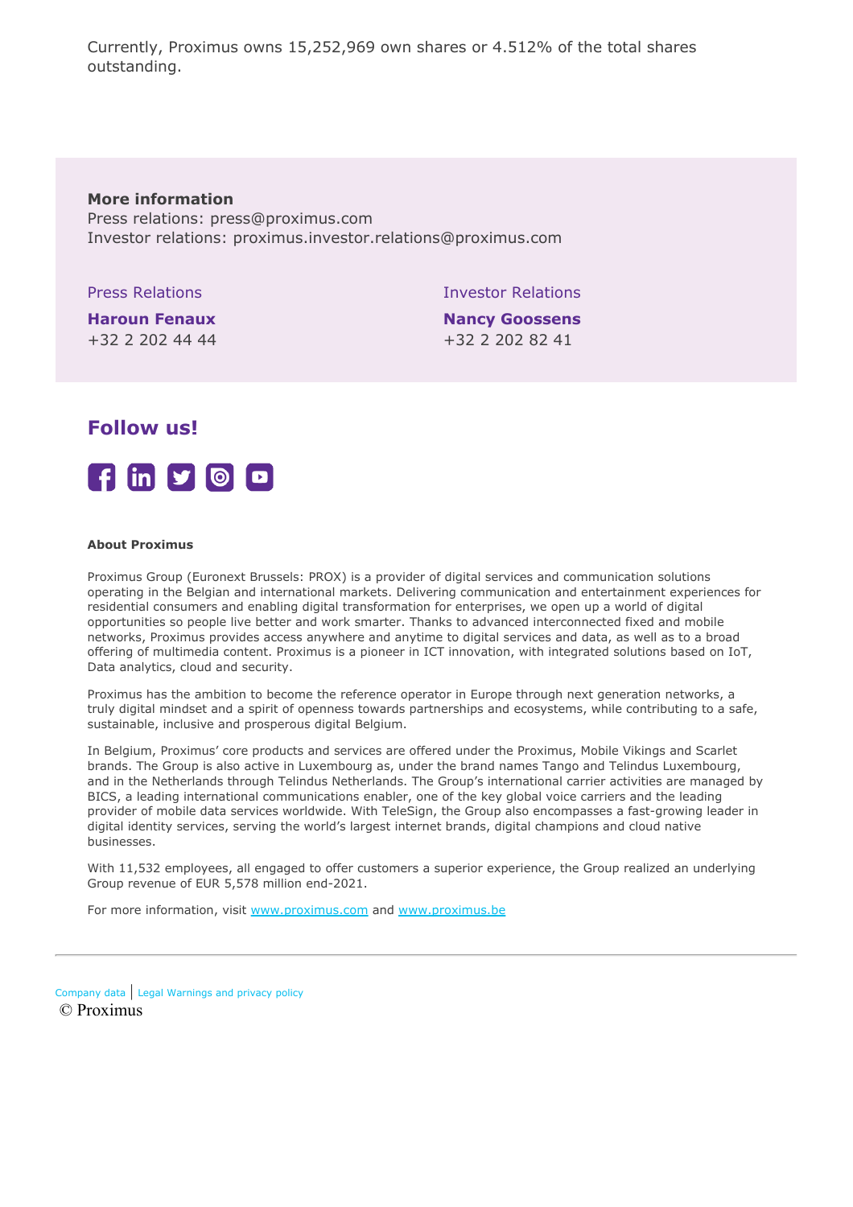Currently, Proximus owns 15,252,969 own shares or 4.512% of the total shares outstanding.

**More information**
Press relations: press@proximus.com
Investor relations: proximus.investor.relations@proximus.com

Press Relations

**Haroun Fenaux**
+32 2 202 44 44

Investor Relations

**Nancy Goossens**
+32 2 202 82 41

## Follow us!

**About Proximus**

Proximus Group (Euronext Brussels: PROX) is a provider of digital services and communication solutions operating in the Belgian and international markets. Delivering communication and entertainment experiences for residential consumers and enabling digital transformation for enterprises, we open up a world of digital opportunities so people live better and work smarter. Thanks to advanced interconnected fixed and mobile networks, Proximus provides access anywhere and anytime to digital services and data, as well as to a broad offering of multimedia content. Proximus is a pioneer in ICT innovation, with integrated solutions based on IoT, Data analytics, cloud and security.

Proximus has the ambition to become the reference operator in Europe through next generation networks, a truly digital mindset and a spirit of openness towards partnerships and ecosystems, while contributing to a safe, sustainable, inclusive and prosperous digital Belgium.

In Belgium, Proximus' core products and services are offered under the Proximus, Mobile Vikings and Scarlet brands. The Group is also active in Luxembourg as, under the brand names Tango and Telindus Luxembourg, and in the Netherlands through Telindus Netherlands. The Group's international carrier activities are managed by BICS, a leading international communications enabler, one of the key global voice carriers and the leading provider of mobile data services worldwide. With TeleSign, the Group also encompasses a fast-growing leader in digital identity services, serving the world's largest internet brands, digital champions and cloud native businesses.

With 11,532 employees, all engaged to offer customers a superior experience, the Group realized an underlying Group revenue of EUR 5,578 million end-2021.

For more information, visit www.proximus.com and www.proximus.be

Company data | Legal Warnings and privacy policy
© Proximus